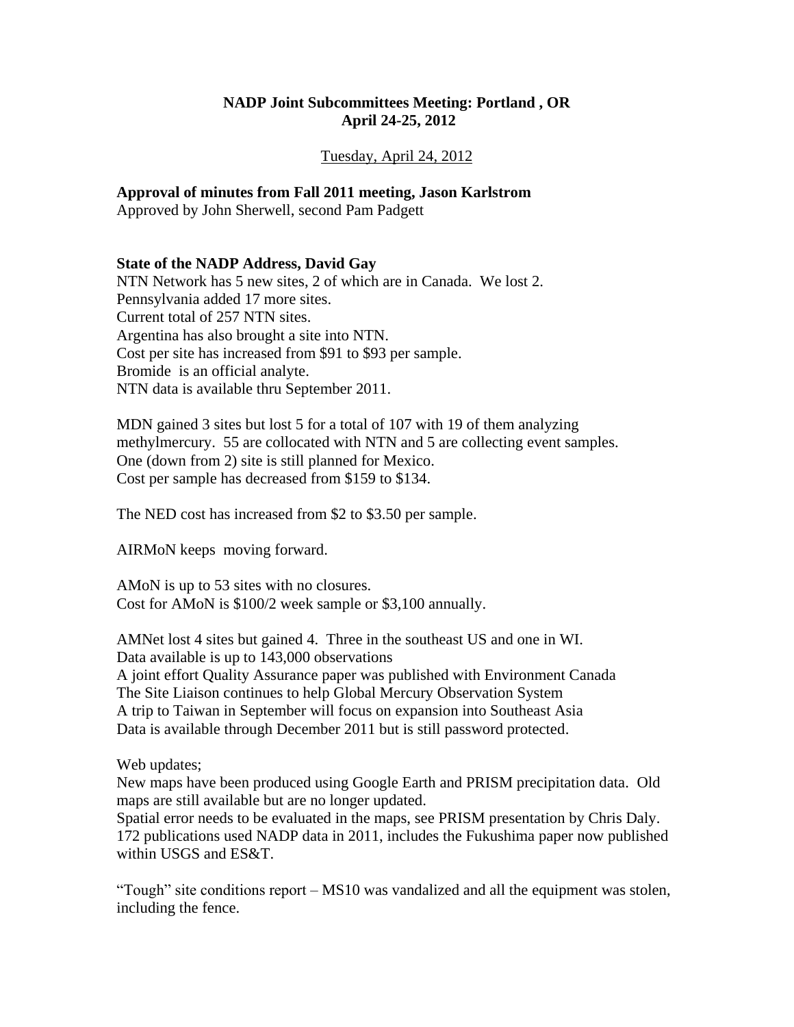# NADP Joint Subcommittees Meeting: Portland , OR
# April 24-25, 2012

Tuesday, April 24, 2012

**Approval of minutes from Fall 2011 meeting, Jason Karlstrom**

Approved by John Sherwell, second Pam Padgett

**State of the NADP Address, David Gay**

NTN Network has 5 new sites, 2 of which are in Canada. We lost 2.
Pennsylvania added 17 more sites.
Current total of 257 NTN sites.
Argentina has also brought a site into NTN.
Cost per site has increased from $91 to $93 per sample.
Bromide is an official analyte.
NTN data is available thru September 2011.

MDN gained 3 sites but lost 5 for a total of 107 with 19 of them analyzing methylmercury. 55 are collocated with NTN and 5 are collecting event samples.
One (down from 2) site is still planned for Mexico.
Cost per sample has decreased from $159 to $134.

The NED cost has increased from $2 to $3.50 per sample.

AIRMoN keeps moving forward.

AMoN is up to 53 sites with no closures.
Cost for AMoN is $100/2 week sample or $3,100 annually.

AMNet lost 4 sites but gained 4. Three in the southeast US and one in WI.
Data available is up to 143,000 observations
A joint effort Quality Assurance paper was published with Environment Canada
The Site Liaison continues to help Global Mercury Observation System
A trip to Taiwan in September will focus on expansion into Southeast Asia
Data is available through December 2011 but is still password protected.

Web updates;
New maps have been produced using Google Earth and PRISM precipitation data. Old maps are still available but are no longer updated.
Spatial error needs to be evaluated in the maps, see PRISM presentation by Chris Daly.
172 publications used NADP data in 2011, includes the Fukushima paper now published within USGS and ES&T.

"Tough" site conditions report – MS10 was vandalized and all the equipment was stolen, including the fence.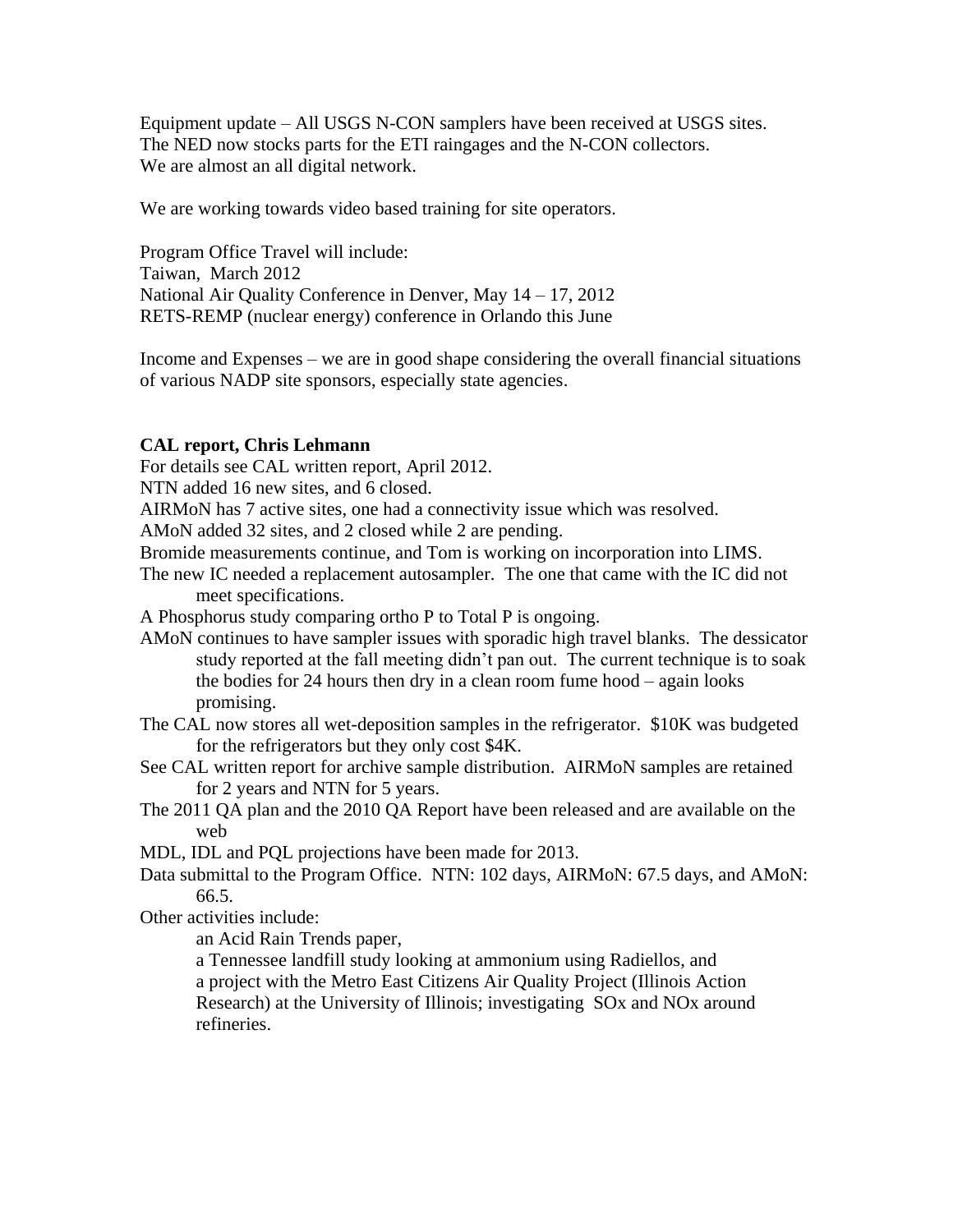Equipment update – All USGS N-CON samplers have been received at USGS sites. The NED now stocks parts for the ETI raingages and the N-CON collectors. We are almost an all digital network.

We are working towards video based training for site operators.

Program Office Travel will include:
Taiwan, March 2012
National Air Quality Conference in Denver, May 14 – 17, 2012
RETS-REMP (nuclear energy) conference in Orlando this June

Income and Expenses – we are in good shape considering the overall financial situations of various NADP site sponsors, especially state agencies.

**CAL report, Chris Lehmann**

For details see CAL written report, April 2012.
NTN added 16 new sites, and 6 closed.
AIRMoN has 7 active sites, one had a connectivity issue which was resolved.
AMoN added 32 sites, and 2 closed while 2 are pending.
Bromide measurements continue, and Tom is working on incorporation into LIMS.
The new IC needed a replacement autosampler. The one that came with the IC did not meet specifications.
A Phosphorus study comparing ortho P to Total P is ongoing.
AMoN continues to have sampler issues with sporadic high travel blanks. The dessicator study reported at the fall meeting didn't pan out. The current technique is to soak the bodies for 24 hours then dry in a clean room fume hood – again looks promising.
The CAL now stores all wet-deposition samples in the refrigerator. $10K was budgeted for the refrigerators but they only cost $4K.
See CAL written report for archive sample distribution. AIRMoN samples are retained for 2 years and NTN for 5 years.
The 2011 QA plan and the 2010 QA Report have been released and are available on the web
MDL, IDL and PQL projections have been made for 2013.
Data submittal to the Program Office. NTN: 102 days, AIRMoN: 67.5 days, and AMoN: 66.5.
Other activities include:

- an Acid Rain Trends paper,
- a Tennessee landfill study looking at ammonium using Radiellos, and
- a project with the Metro East Citizens Air Quality Project (Illinois Action Research) at the University of Illinois; investigating SOx and NOx around refineries.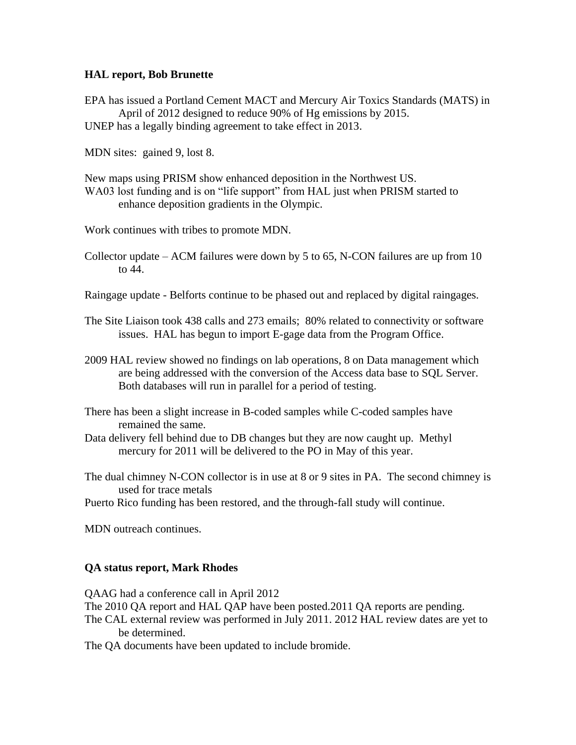**HAL report, Bob Brunette**

EPA has issued a Portland Cement MACT and Mercury Air Toxics Standards (MATS) in April of 2012 designed to reduce 90% of Hg emissions by 2015.
UNEP has a legally binding agreement to take effect in 2013.

MDN sites: gained 9, lost 8.

New maps using PRISM show enhanced deposition in the Northwest US.
WA03 lost funding and is on "life support" from HAL just when PRISM started to enhance deposition gradients in the Olympic.

Work continues with tribes to promote MDN.

Collector update – ACM failures were down by 5 to 65, N-CON failures are up from 10 to 44.

Raingage update - Belforts continue to be phased out and replaced by digital raingages.

The Site Liaison took 438 calls and 273 emails; 80% related to connectivity or software issues. HAL has begun to import E-gage data from the Program Office.

2009 HAL review showed no findings on lab operations, 8 on Data management which are being addressed with the conversion of the Access data base to SQL Server. Both databases will run in parallel for a period of testing.

There has been a slight increase in B-coded samples while C-coded samples have remained the same.
Data delivery fell behind due to DB changes but they are now caught up. Methyl mercury for 2011 will be delivered to the PO in May of this year.

The dual chimney N-CON collector is in use at 8 or 9 sites in PA. The second chimney is used for trace metals
Puerto Rico funding has been restored, and the through-fall study will continue.

MDN outreach continues.

**QA status report, Mark Rhodes**

QAAG had a conference call in April 2012
The 2010 QA report and HAL QAP have been posted.2011 QA reports are pending.
The CAL external review was performed in July 2011. 2012 HAL review dates are yet to be determined.
The QA documents have been updated to include bromide.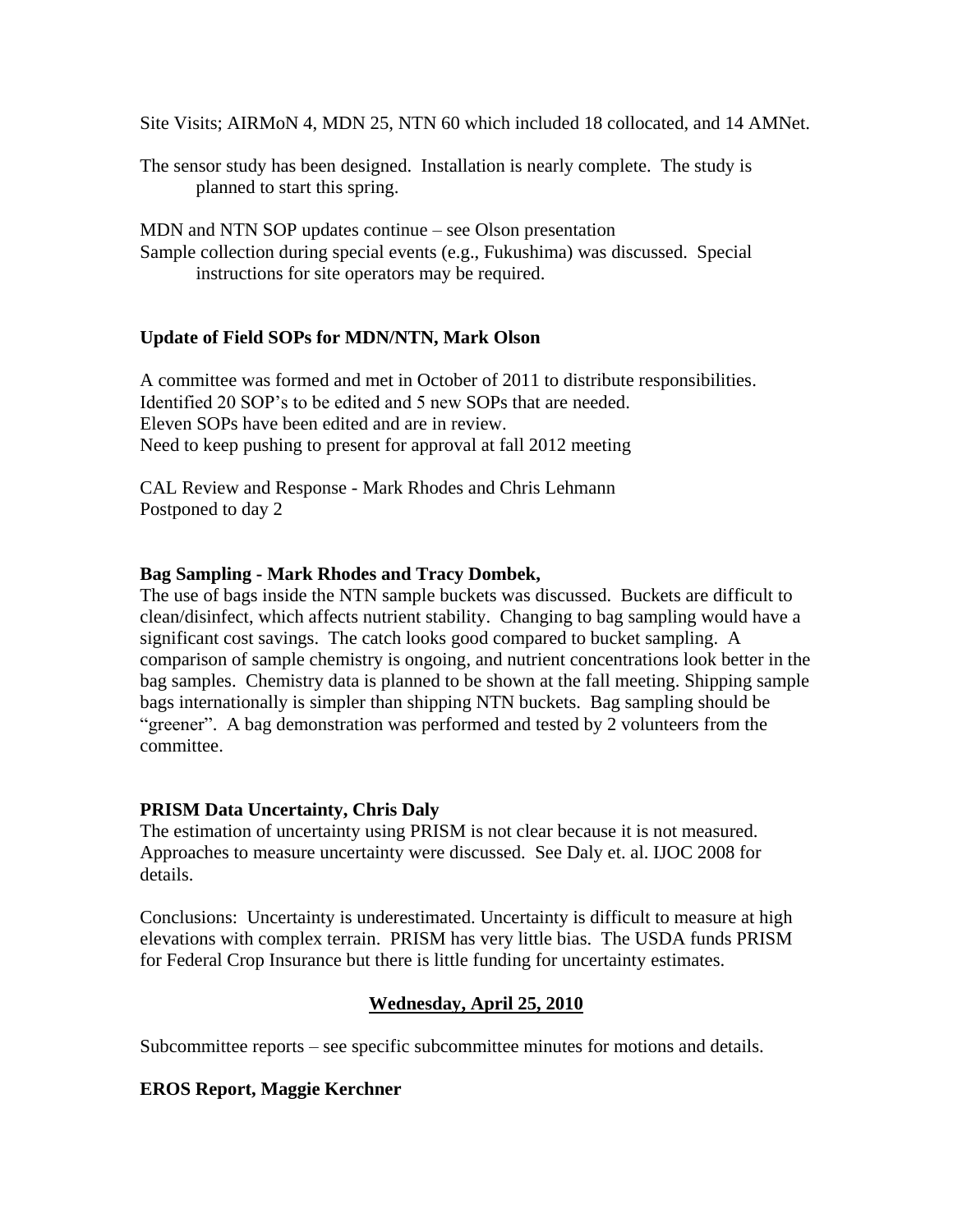Site Visits; AIRMoN 4, MDN 25, NTN 60 which included 18 collocated, and 14 AMNet.

The sensor study has been designed. Installation is nearly complete. The study is planned to start this spring.

MDN and NTN SOP updates continue – see Olson presentation
Sample collection during special events (e.g., Fukushima) was discussed. Special instructions for site operators may be required.

**Update of Field SOPs for MDN/NTN, Mark Olson**

A committee was formed and met in October of 2011 to distribute responsibilities.
Identified 20 SOP's to be edited and 5 new SOPs that are needed.
Eleven SOPs have been edited and are in review.
Need to keep pushing to present for approval at fall 2012 meeting

CAL Review and Response - Mark Rhodes and Chris Lehmann
Postponed to day 2

**Bag Sampling - Mark Rhodes and Tracy Dombek,**
The use of bags inside the NTN sample buckets was discussed. Buckets are difficult to clean/disinfect, which affects nutrient stability. Changing to bag sampling would have a significant cost savings. The catch looks good compared to bucket sampling. A comparison of sample chemistry is ongoing, and nutrient concentrations look better in the bag samples. Chemistry data is planned to be shown at the fall meeting. Shipping sample bags internationally is simpler than shipping NTN buckets. Bag sampling should be "greener". A bag demonstration was performed and tested by 2 volunteers from the committee.

**PRISM Data Uncertainty, Chris Daly**
The estimation of uncertainty using PRISM is not clear because it is not measured. Approaches to measure uncertainty were discussed. See Daly et. al. IJOC 2008 for details.

Conclusions: Uncertainty is underestimated. Uncertainty is difficult to measure at high elevations with complex terrain. PRISM has very little bias. The USDA funds PRISM for Federal Crop Insurance but there is little funding for uncertainty estimates.

## Wednesday, April 25, 2010

Subcommittee reports – see specific subcommittee minutes for motions and details.

**EROS Report, Maggie Kerchner**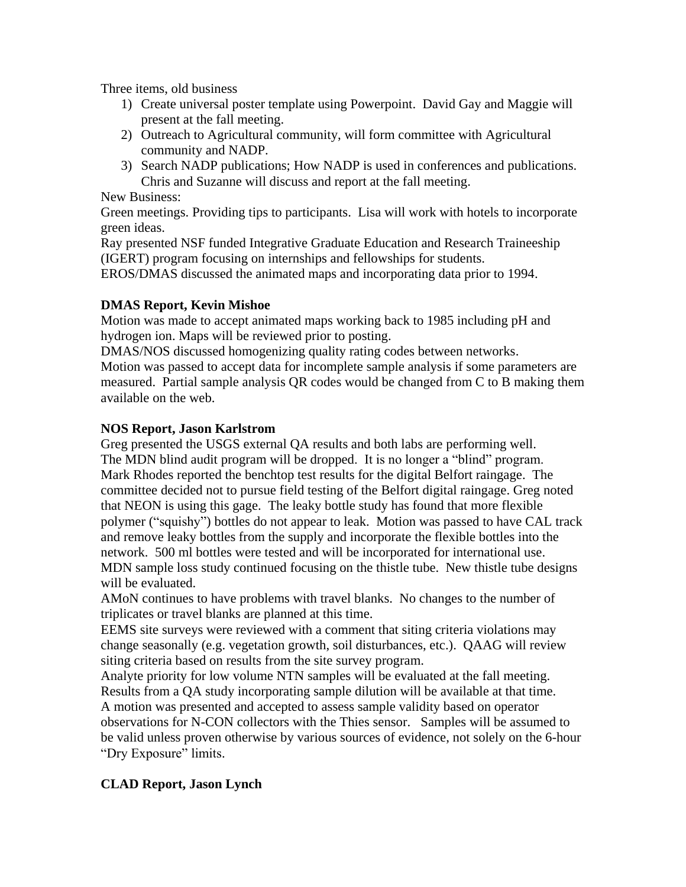Three items, old business

1) Create universal poster template using Powerpoint. David Gay and Maggie will present at the fall meeting.
2) Outreach to Agricultural community, will form committee with Agricultural community and NADP.
3) Search NADP publications; How NADP is used in conferences and publications. Chris and Suzanne will discuss and report at the fall meeting.

New Business:

Green meetings. Providing tips to participants. Lisa will work with hotels to incorporate green ideas.

Ray presented NSF funded Integrative Graduate Education and Research Traineeship (IGERT) program focusing on internships and fellowships for students.

EROS/DMAS discussed the animated maps and incorporating data prior to 1994.

**DMAS Report, Kevin Mishoe**

Motion was made to accept animated maps working back to 1985 including pH and hydrogen ion. Maps will be reviewed prior to posting.

DMAS/NOS discussed homogenizing quality rating codes between networks.

Motion was passed to accept data for incomplete sample analysis if some parameters are measured. Partial sample analysis QR codes would be changed from C to B making them available on the web.

**NOS Report, Jason Karlstrom**

Greg presented the USGS external QA results and both labs are performing well.

The MDN blind audit program will be dropped. It is no longer a "blind" program.

Mark Rhodes reported the benchtop test results for the digital Belfort raingage. The committee decided not to pursue field testing of the Belfort digital raingage. Greg noted that NEON is using this gage. The leaky bottle study has found that more flexible polymer ("squishy") bottles do not appear to leak. Motion was passed to have CAL track and remove leaky bottles from the supply and incorporate the flexible bottles into the network. 500 ml bottles were tested and will be incorporated for international use.

MDN sample loss study continued focusing on the thistle tube. New thistle tube designs will be evaluated.

AMoN continues to have problems with travel blanks. No changes to the number of triplicates or travel blanks are planned at this time.

EEMS site surveys were reviewed with a comment that siting criteria violations may change seasonally (e.g. vegetation growth, soil disturbances, etc.). QAAG will review siting criteria based on results from the site survey program.

Analyte priority for low volume NTN samples will be evaluated at the fall meeting. Results from a QA study incorporating sample dilution will be available at that time.

A motion was presented and accepted to assess sample validity based on operator observations for N-CON collectors with the Thies sensor. Samples will be assumed to be valid unless proven otherwise by various sources of evidence, not solely on the 6-hour "Dry Exposure" limits.

**CLAD Report, Jason Lynch**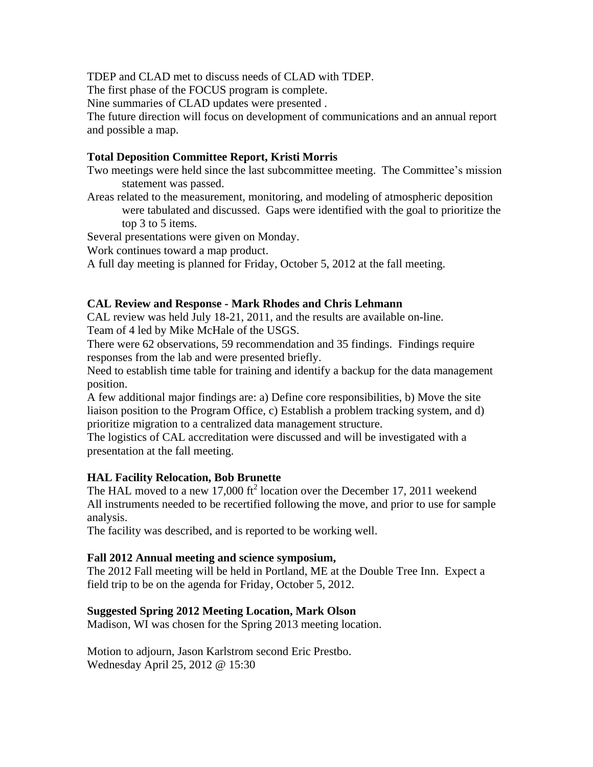TDEP and CLAD met to discuss needs of CLAD with TDEP.
The first phase of the FOCUS program is complete.
Nine summaries of CLAD updates were presented .
The future direction will focus on development of communications and an annual report and possible a map.

**Total Deposition Committee Report, Kristi Morris**

Two meetings were held since the last subcommittee meeting. The Committee's mission statement was passed.
Areas related to the measurement, monitoring, and modeling of atmospheric deposition were tabulated and discussed. Gaps were identified with the goal to prioritize the top 3 to 5 items.
Several presentations were given on Monday.
Work continues toward a map product.
A full day meeting is planned for Friday, October 5, 2012 at the fall meeting.

**CAL Review and Response - Mark Rhodes and Chris Lehmann**

CAL review was held July 18-21, 2011, and the results are available on-line.
Team of 4 led by Mike McHale of the USGS.
There were 62 observations, 59 recommendation and 35 findings. Findings require responses from the lab and were presented briefly.
Need to establish time table for training and identify a backup for the data management position.
A few additional major findings are: a) Define core responsibilities, b) Move the site liaison position to the Program Office, c) Establish a problem tracking system, and d) prioritize migration to a centralized data management structure.
The logistics of CAL accreditation were discussed and will be investigated with a presentation at the fall meeting.

**HAL Facility Relocation, Bob Brunette**

The HAL moved to a new 17,000 $ft^2$ location over the December 17, 2011 weekend
All instruments needed to be recertified following the move, and prior to use for sample analysis.
The facility was described, and is reported to be working well.

**Fall 2012 Annual meeting and science symposium,**

The 2012 Fall meeting will be held in Portland, ME at the Double Tree Inn. Expect a field trip to be on the agenda for Friday, October 5, 2012.

**Suggested Spring 2012 Meeting Location, Mark Olson**

Madison, WI was chosen for the Spring 2013 meeting location.

Motion to adjourn, Jason Karlstrom second Eric Prestbo.
Wednesday April 25, 2012 @ 15:30